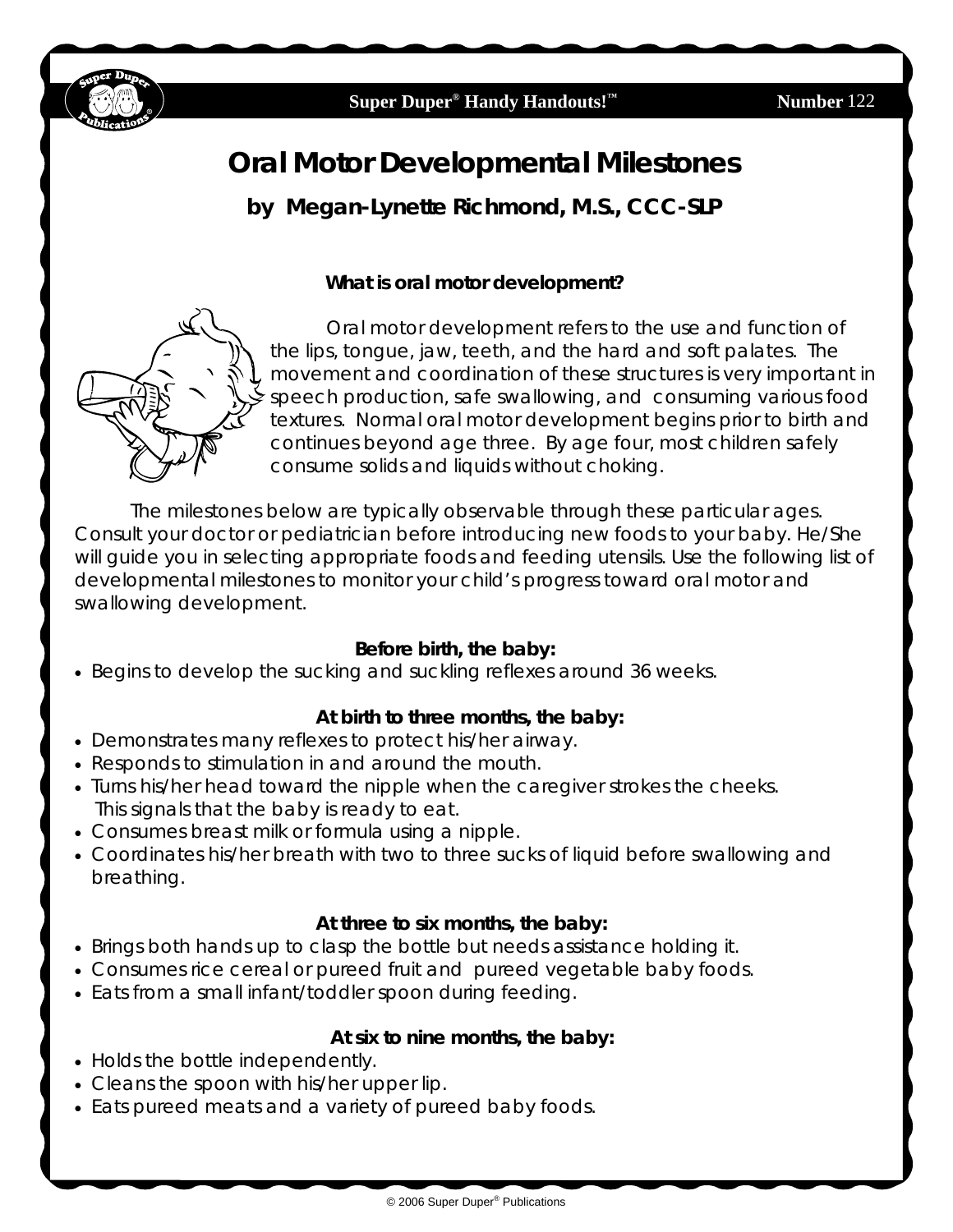# Oral Motor Developmental Milestones

**by Megan-Lynette Richmond, M.S., CCC-SLP**

### What is oral motor development?

Oral motor development refers to the use and function of the lips, tongue, jaw, teeth, and the hard and soft palates. The movement and coordination of these structures is very important in speech production, safe swallowing, and consuming various food textures. Normal oral motor development begins prior to birth and continues beyond age three. By age four, most children safely consume solids and liquids without choking.

The milestones below are typically observable through these particular ages. Consult your doctor or pediatrician before introducing new foods to your baby. He/She will guide you in selecting appropriate foods and feeding utensils. Use the following list of developmental milestones to monitor your child's progress toward oral motor and swallowing development.

### Before birth, the baby:

- Begins to develop the sucking and suckling reflexes around 36 weeks.

### At birth to three months, the baby:

- Demonstrates many reflexes to protect his/her airway.
- Responds to stimulation in and around the mouth.
- Turns his/her head toward the nipple when the caregiver strokes the cheeks. This signals that the baby is ready to eat.
- Consumes breast milk or formula using a nipple.
- Coordinates his/her breath with two to three sucks of liquid before swallowing and breathing.

### At three to six months, the baby:

- Brings both hands up to clasp the bottle but needs assistance holding it.
- Consumes rice cereal or pureed fruit and pureed vegetable baby foods.
- Eats from a small infant/toddler spoon during feeding.

### At six to nine months, the baby:

- Holds the bottle independently.
- Cleans the spoon with his/her upper lip.
- Eats pureed meats and a variety of pureed baby foods.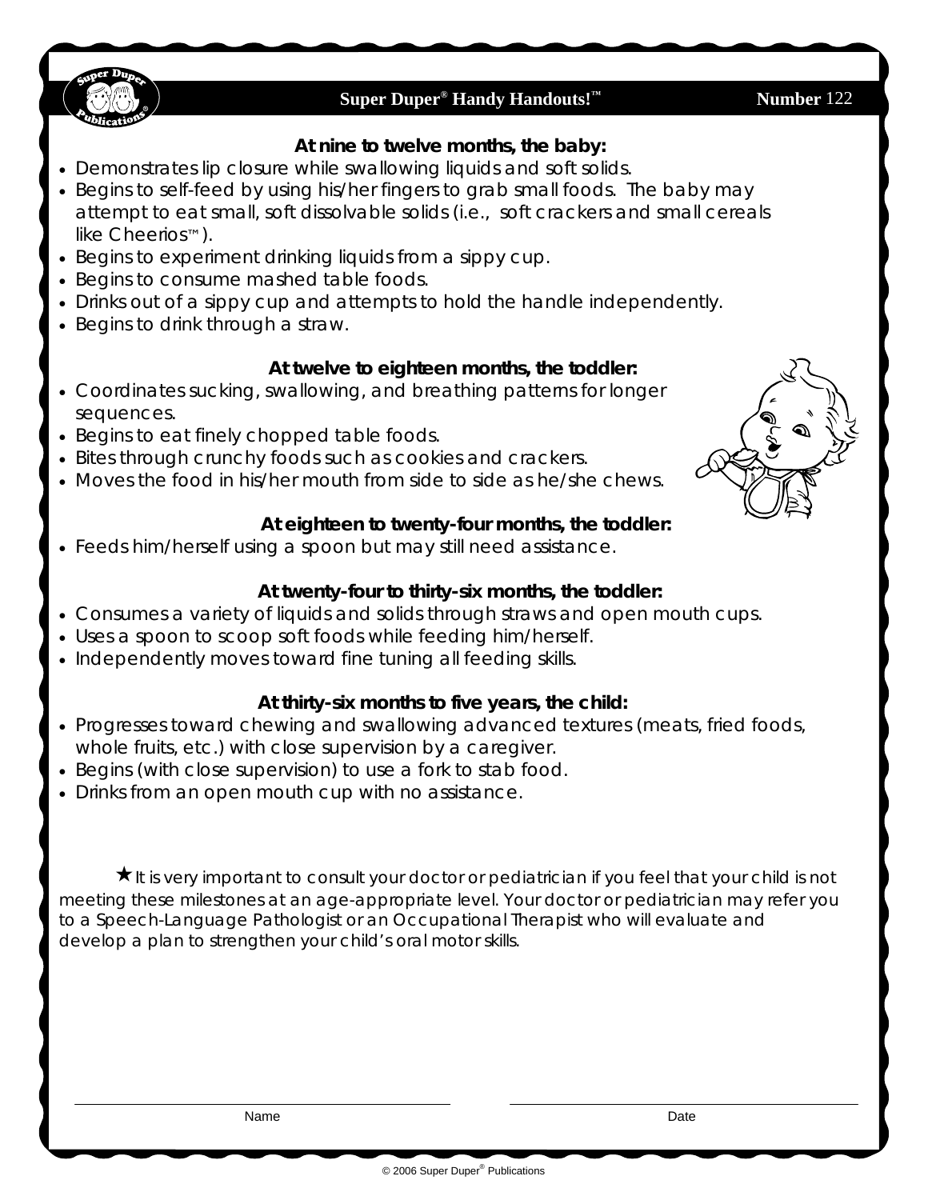### At nine to twelve months, the baby:

- Demonstrates lip closure while swallowing liquids and soft solids.
- Begins to self-feed by using his/her fingers to grab small foods. The baby may attempt to eat small, soft dissolvable solids (i.e., soft crackers and small cereals like Cheerios™).
- Begins to experiment drinking liquids from a sippy cup.
- Begins to consume mashed table foods.
- Drinks out of a sippy cup and attempts to hold the handle independently.
- Begins to drink through a straw.

### At twelve to eighteen months, the toddler:

- Coordinates sucking, swallowing, and breathing patterns for longer sequences.
- Begins to eat finely chopped table foods.
- Bites through crunchy foods such as cookies and crackers.
- Moves the food in his/her mouth from side to side as he/she chews.

### At eighteen to twenty-four months, the toddler:

- Feeds him/herself using a spoon but may still need assistance.

### At twenty-four to thirty-six months, the toddler:

- Consumes a variety of liquids and solids through straws and open mouth cups.
- Uses a spoon to scoop soft foods while feeding him/herself.
- Independently moves toward fine tuning all feeding skills.

### At thirty-six months to five years, the child:

- Progresses toward chewing and swallowing advanced textures (meats, fried foods, whole fruits, etc.) with close supervision by a caregiver.
- Begins (with close supervision) to use a fork to stab food.
- Drinks from an open mouth cup with no assistance.

★It is very important to consult your doctor or pediatrician if you feel that your child is not meeting these milestones at an age-appropriate level. Your doctor or pediatrician may refer you to a Speech-Language Pathologist or an Occupational Therapist who will evaluate and develop a plan to strengthen your child's oral motor skills.

Name ____________________ Date ____________________